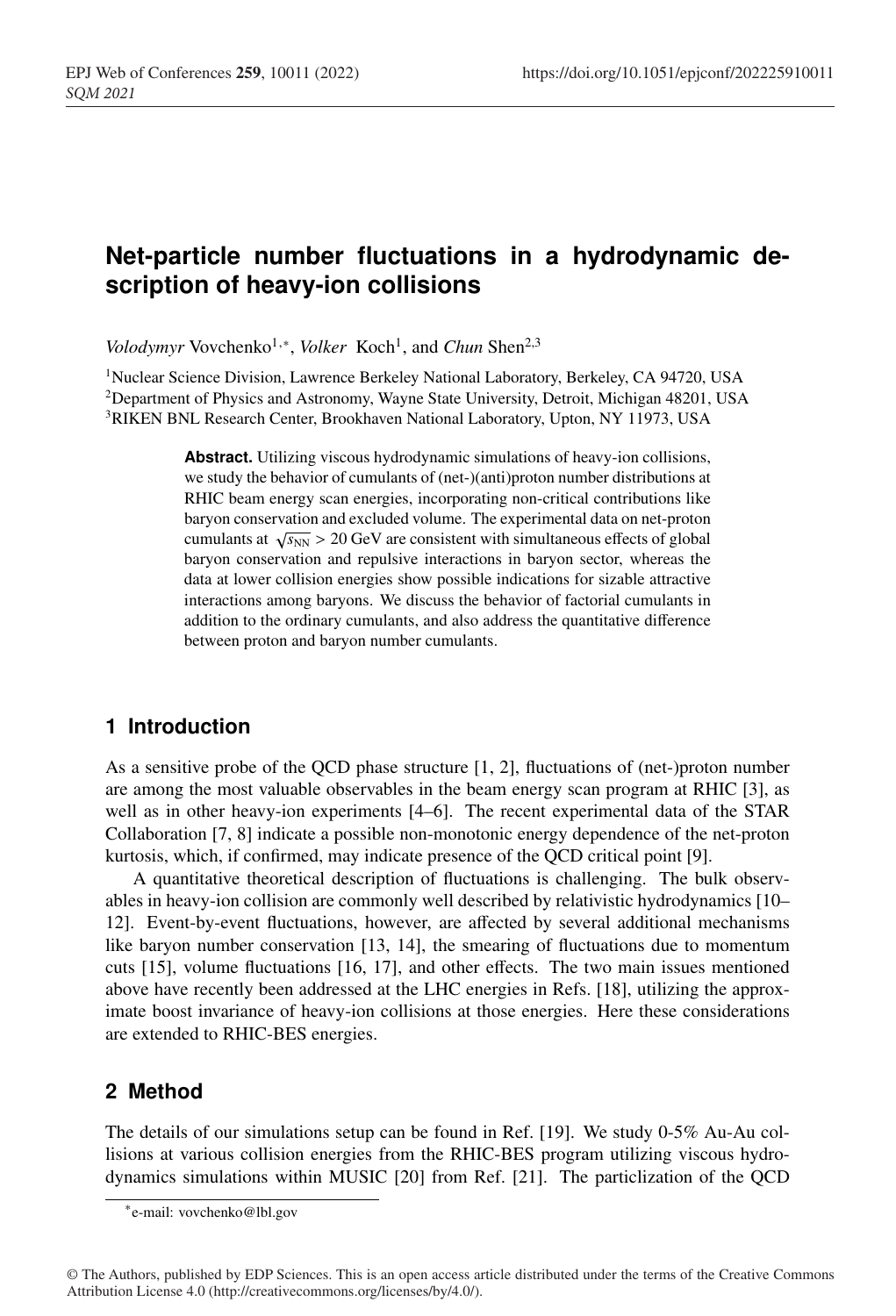# Net-particle number fluctuations in a hydrodynamic description of heavy-ion collisions

*Volodymyr* Vovchenko[1,*], *Volker* Koch[1], and *Chun* Shen[2,3]

[1]Nuclear Science Division, Lawrence Berkeley National Laboratory, Berkeley, CA 94720, USA
[2]Department of Physics and Astronomy, Wayne State University, Detroit, Michigan 48201, USA
[3]RIKEN BNL Research Center, Brookhaven National Laboratory, Upton, NY 11973, USA

**Abstract.** Utilizing viscous hydrodynamic simulations of heavy-ion collisions, we study the behavior of cumulants of (net-)(anti)proton number distributions at RHIC beam energy scan energies, incorporating non-critical contributions like baryon conservation and excluded volume. The experimental data on net-proton cumulants at $\sqrt{s_{\rm NN}} > 20$ GeV are consistent with simultaneous effects of global baryon conservation and repulsive interactions in baryon sector, whereas the data at lower collision energies show possible indications for sizable attractive interactions among baryons. We discuss the behavior of factorial cumulants in addition to the ordinary cumulants, and also address the quantitative difference between proton and baryon number cumulants.

## 1 Introduction

As a sensitive probe of the QCD phase structure [1, 2], fluctuations of (net-)proton number are among the most valuable observables in the beam energy scan program at RHIC [3], as well as in other heavy-ion experiments [4–6]. The recent experimental data of the STAR Collaboration [7, 8] indicate a possible non-monotonic energy dependence of the net-proton kurtosis, which, if confirmed, may indicate presence of the QCD critical point [9].

A quantitative theoretical description of fluctuations is challenging. The bulk observables in heavy-ion collision are commonly well described by relativistic hydrodynamics [10–12]. Event-by-event fluctuations, however, are affected by several additional mechanisms like baryon number conservation [13, 14], the smearing of fluctuations due to momentum cuts [15], volume fluctuations [16, 17], and other effects. The two main issues mentioned above have recently been addressed at the LHC energies in Refs. [18], utilizing the approximate boost invariance of heavy-ion collisions at those energies. Here these considerations are extended to RHIC-BES energies.

## 2 Method

The details of our simulations setup can be found in Ref. [19]. We study 0-5% Au-Au collisions at various collision energies from the RHIC-BES program utilizing viscous hydrodynamics simulations within MUSIC [20] from Ref. [21]. The particlization of the QCD

*e-mail: vovchenko@lbl.gov

© The Authors, published by EDP Sciences. This is an open access article distributed under the terms of the Creative Commons Attribution License 4.0 (http://creativecommons.org/licenses/by/4.0/).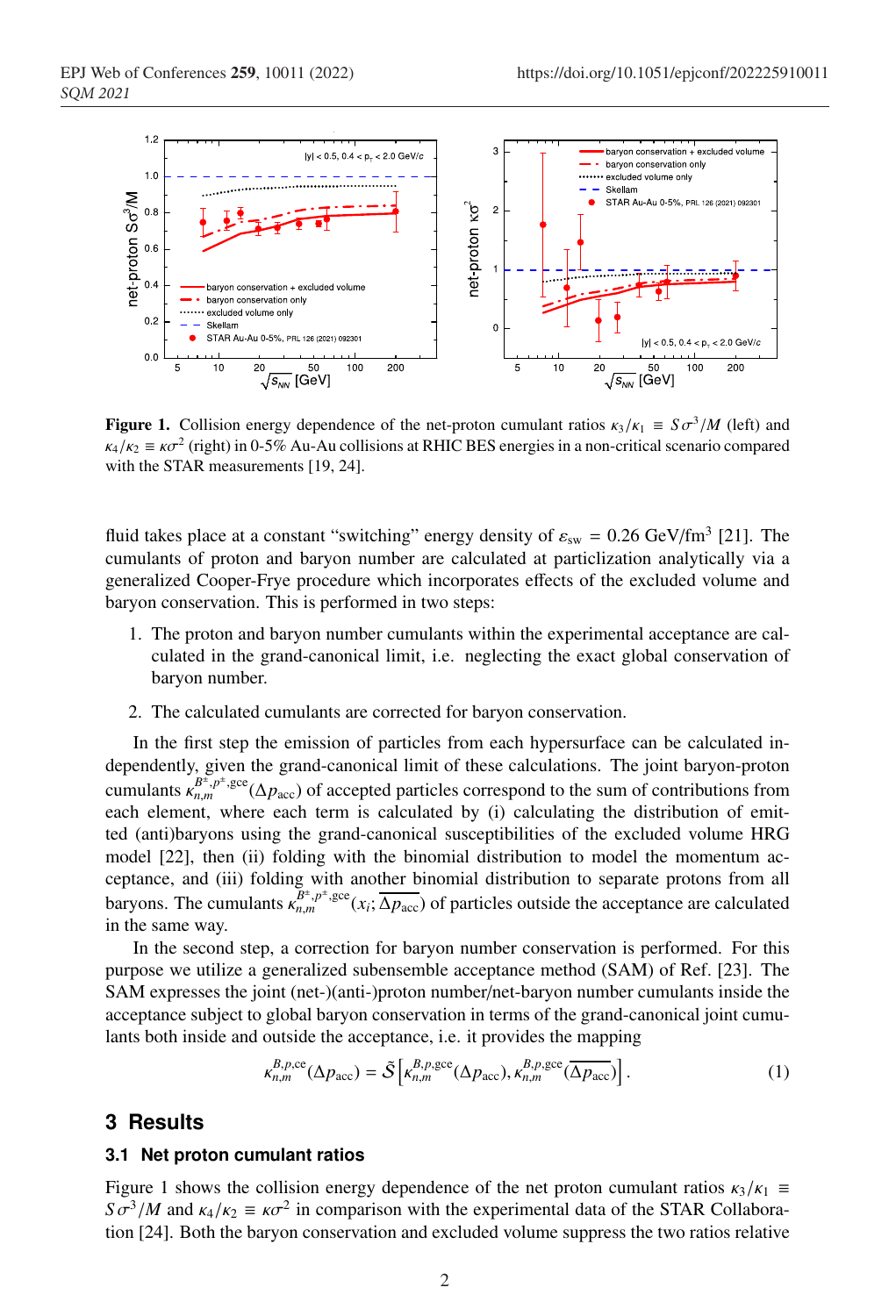**Figure 1.** Collision energy dependence of the net-proton cumulant ratios $\kappa_3/\kappa_1 \equiv S\sigma^3/M$ (left) and $\kappa_4/\kappa_2 \equiv \kappa\sigma^2$ (right) in 0-5% Au-Au collisions at RHIC BES energies in a non-critical scenario compared with the STAR measurements [19, 24].

fluid takes place at a constant "switching" energy density of $\varepsilon_{\rm sw} = 0.26$ GeV/fm$^3$ [21]. The cumulants of proton and baryon number are calculated at particlization analytically via a generalized Cooper-Frye procedure which incorporates effects of the excluded volume and baryon conservation. This is performed in two steps:

1. The proton and baryon number cumulants within the experimental acceptance are calculated in the grand-canonical limit, i.e. neglecting the exact global conservation of baryon number.
2. The calculated cumulants are corrected for baryon conservation.

In the first step the emission of particles from each hypersurface can be calculated independently, given the grand-canonical limit of these calculations. The joint baryon-proton cumulants $\kappa_{n,m}^{B^\pm,p^\pm,\rm gce}(\Delta p_{\rm acc})$ of accepted particles correspond to the sum of contributions from each element, where each term is calculated by (i) calculating the distribution of emitted (anti)baryons using the grand-canonical susceptibilities of the excluded volume HRG model [22], then (ii) folding with the binomial distribution to model the momentum acceptance, and (iii) folding with another binomial distribution to separate protons from all baryons. The cumulants $\kappa_{n,m}^{B^\pm,p^\pm,\rm gce}(x_i;\overline{\Delta p_{\rm acc}})$ of particles outside the acceptance are calculated in the same way.

In the second step, a correction for baryon number conservation is performed. For this purpose we utilize a generalized subensemble acceptance method (SAM) of Ref. [23]. The SAM expresses the joint (net-)(anti-)proton number/net-baryon number cumulants inside the acceptance subject to global baryon conservation in terms of the grand-canonical joint cumulants both inside and outside the acceptance, i.e. it provides the mapping

$$\kappa_{n,m}^{B,p,\rm ce}(\Delta p_{\rm acc}) = \tilde{\mathcal{S}}\left[\kappa_{n,m}^{B,p,\rm gce}(\Delta p_{\rm acc}), \kappa_{n,m}^{B,p,\rm gce}(\overline{\Delta p_{\rm acc}})\right]. \tag{1}$$

## 3 Results

### 3.1 Net proton cumulant ratios

Figure 1 shows the collision energy dependence of the net proton cumulant ratios $\kappa_3/\kappa_1 \equiv S\sigma^3/M$ and $\kappa_4/\kappa_2 \equiv \kappa\sigma^2$ in comparison with the experimental data of the STAR Collaboration [24]. Both the baryon conservation and excluded volume suppress the two ratios relative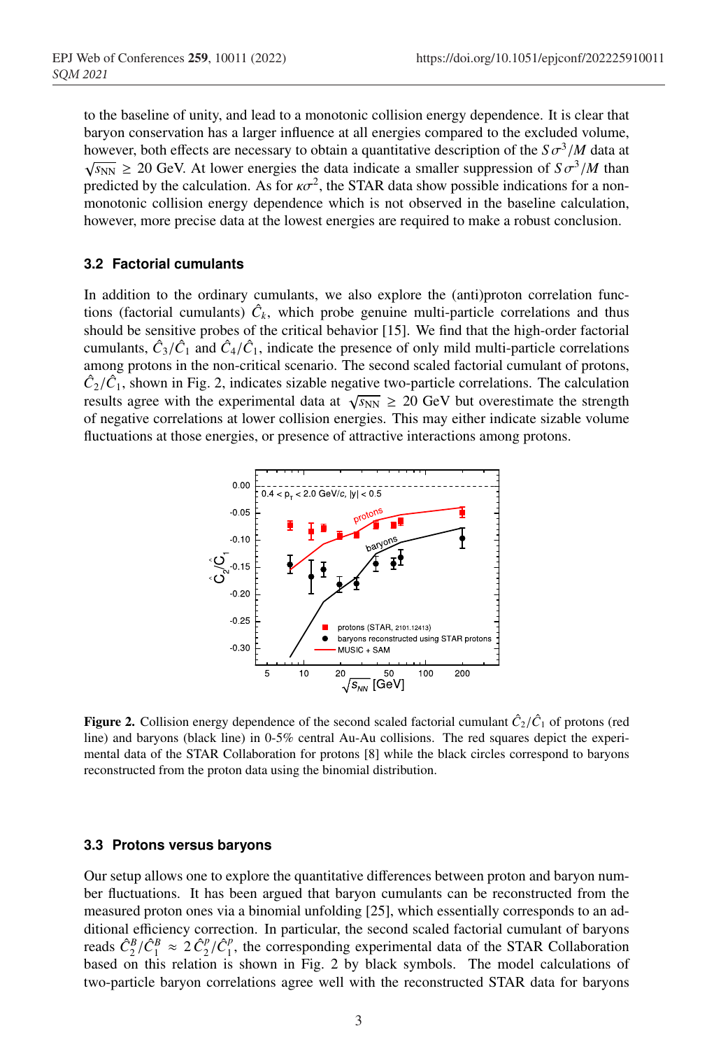to the baseline of unity, and lead to a monotonic collision energy dependence. It is clear that baryon conservation has a larger influence at all energies compared to the excluded volume, however, both effects are necessary to obtain a quantitative description of the $S\sigma^3/M$ data at $\sqrt{s_{\rm NN}} \geq 20$ GeV. At lower energies the data indicate a smaller suppression of $S\sigma^3/M$ than predicted by the calculation. As for $\kappa\sigma^2$, the STAR data show possible indications for a non-monotonic collision energy dependence which is not observed in the baseline calculation, however, more precise data at the lowest energies are required to make a robust conclusion.

### 3.2 Factorial cumulants

In addition to the ordinary cumulants, we also explore the (anti)proton correlation functions (factorial cumulants) $\hat{C}_k$, which probe genuine multi-particle correlations and thus should be sensitive probes of the critical behavior [15]. We find that the high-order factorial cumulants, $\hat{C}_3/\hat{C}_1$ and $\hat{C}_4/\hat{C}_1$, indicate the presence of only mild multi-particle correlations among protons in the non-critical scenario. The second scaled factorial cumulant of protons, $\hat{C}_2/\hat{C}_1$, shown in Fig. 2, indicates sizable negative two-particle correlations. The calculation results agree with the experimental data at $\sqrt{s_{\rm NN}} \geq 20$ GeV but overestimate the strength of negative correlations at lower collision energies. This may either indicate sizable volume fluctuations at those energies, or presence of attractive interactions among protons.

**Figure 2.** Collision energy dependence of the second scaled factorial cumulant $\hat{C}_2/\hat{C}_1$ of protons (red line) and baryons (black line) in 0-5% central Au-Au collisions. The red squares depict the experimental data of the STAR Collaboration for protons [8] while the black circles correspond to baryons reconstructed from the proton data using the binomial distribution.

### 3.3 Protons versus baryons

Our setup allows one to explore the quantitative differences between proton and baryon number fluctuations. It has been argued that baryon cumulants can be reconstructed from the measured proton ones via a binomial unfolding [25], which essentially corresponds to an additional efficiency correction. In particular, the second scaled factorial cumulant of baryons reads $\hat{C}_2^B/\hat{C}_1^B \approx 2\,\hat{C}_2^p/\hat{C}_1^p$, the corresponding experimental data of the STAR Collaboration based on this relation is shown in Fig. 2 by black symbols. The model calculations of two-particle baryon correlations agree well with the reconstructed STAR data for baryons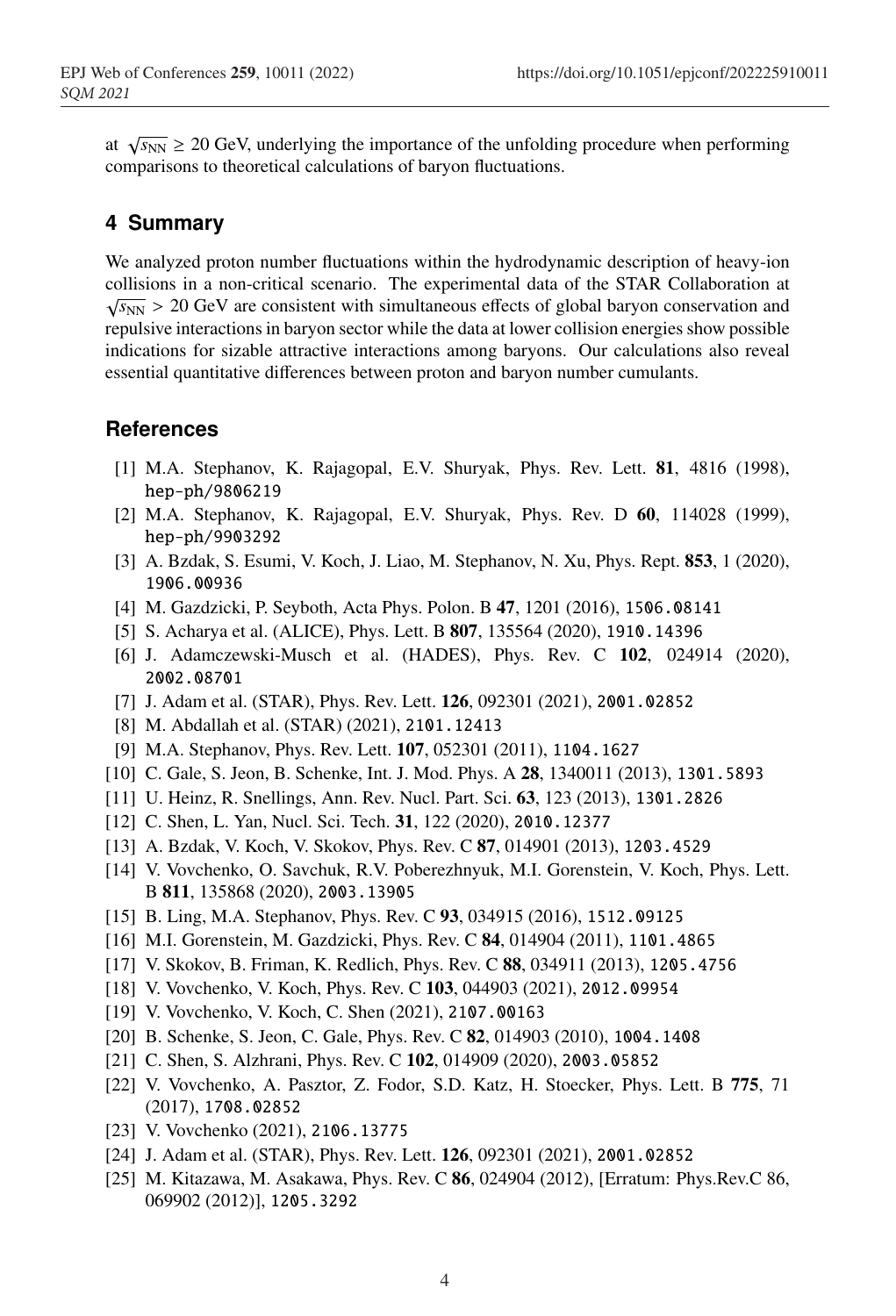at $\sqrt{s_{NN}} \geq 20$ GeV, underlying the importance of the unfolding procedure when performing comparisons to theoretical calculations of baryon fluctuations.

## 4 Summary

We analyzed proton number fluctuations within the hydrodynamic description of heavy-ion collisions in a non-critical scenario. The experimental data of the STAR Collaboration at $\sqrt{s_{NN}} > 20$ GeV are consistent with simultaneous effects of global baryon conservation and repulsive interactions in baryon sector while the data at lower collision energies show possible indications for sizable attractive interactions among baryons. Our calculations also reveal essential quantitative differences between proton and baryon number cumulants.

## References

[1] M.A. Stephanov, K. Rajagopal, E.V. Shuryak, Phys. Rev. Lett. **81**, 4816 (1998), hep-ph/9806219

[2] M.A. Stephanov, K. Rajagopal, E.V. Shuryak, Phys. Rev. D **60**, 114028 (1999), hep-ph/9903292

[3] A. Bzdak, S. Esumi, V. Koch, J. Liao, M. Stephanov, N. Xu, Phys. Rept. **853**, 1 (2020), 1906.00936

[4] M. Gazdzicki, P. Seyboth, Acta Phys. Polon. B **47**, 1201 (2016), 1506.08141

[5] S. Acharya et al. (ALICE), Phys. Lett. B **807**, 135564 (2020), 1910.14396

[6] J. Adamczewski-Musch et al. (HADES), Phys. Rev. C **102**, 024914 (2020), 2002.08701

[7] J. Adam et al. (STAR), Phys. Rev. Lett. **126**, 092301 (2021), 2001.02852

[8] M. Abdallah et al. (STAR) (2021), 2101.12413

[9] M.A. Stephanov, Phys. Rev. Lett. **107**, 052301 (2011), 1104.1627

[10] C. Gale, S. Jeon, B. Schenke, Int. J. Mod. Phys. A **28**, 1340011 (2013), 1301.5893

[11] U. Heinz, R. Snellings, Ann. Rev. Nucl. Part. Sci. **63**, 123 (2013), 1301.2826

[12] C. Shen, L. Yan, Nucl. Sci. Tech. **31**, 122 (2020), 2010.12377

[13] A. Bzdak, V. Koch, V. Skokov, Phys. Rev. C **87**, 014901 (2013), 1203.4529

[14] V. Vovchenko, O. Savchuk, R.V. Poberezhnyuk, M.I. Gorenstein, V. Koch, Phys. Lett. B **811**, 135868 (2020), 2003.13905

[15] B. Ling, M.A. Stephanov, Phys. Rev. C **93**, 034915 (2016), 1512.09125

[16] M.I. Gorenstein, M. Gazdzicki, Phys. Rev. C **84**, 014904 (2011), 1101.4865

[17] V. Skokov, B. Friman, K. Redlich, Phys. Rev. C **88**, 034911 (2013), 1205.4756

[18] V. Vovchenko, V. Koch, Phys. Rev. C **103**, 044903 (2021), 2012.09954

[19] V. Vovchenko, V. Koch, C. Shen (2021), 2107.00163

[20] B. Schenke, S. Jeon, C. Gale, Phys. Rev. C **82**, 014903 (2010), 1004.1408

[21] C. Shen, S. Alzhrani, Phys. Rev. C **102**, 014909 (2020), 2003.05852

[22] V. Vovchenko, A. Pasztor, Z. Fodor, S.D. Katz, H. Stoecker, Phys. Lett. B **775**, 71 (2017), 1708.02852

[23] V. Vovchenko (2021), 2106.13775

[24] J. Adam et al. (STAR), Phys. Rev. Lett. **126**, 092301 (2021), 2001.02852

[25] M. Kitazawa, M. Asakawa, Phys. Rev. C **86**, 024904 (2012), [Erratum: Phys.Rev.C 86, 069902 (2012)], 1205.3292